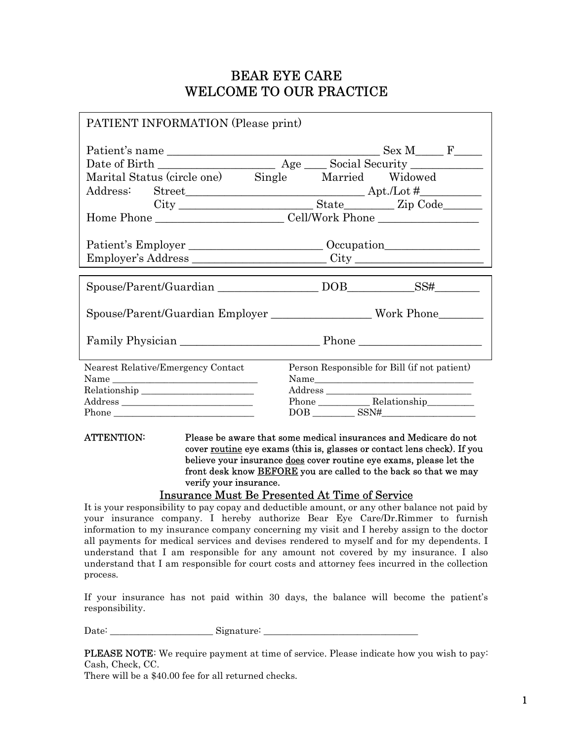# BEAR EYE CARE
# WELCOME TO OUR PRACTICE

PATIENT INFORMATION (Please print)

Patient's name ______________________________________ Sex M_____ F_____
Date of Birth ____________________ Age ____ Social Security ____________
Marital Status (circle one)     Single     Married     Widowed
Address:   Street_______________________________ Apt./Lot #__________
           City _______________________ State________ Zip Code_______
Home Phone ______________________ Cell/Work Phone _________________

Patient's Employer _______________________ Occupation________________
Employer's Address _______________________ City ______________________

Spouse/Parent/Guardian _________________ DOB___________SS#________

Spouse/Parent/Guardian Employer _________________ Work Phone________

Family Physician ________________________ Phone _____________________

Nearest Relative/Emergency Contact
Name ______________________________
Relationship _______________________
Address ___________________________
Phone _____________________________

Person Responsible for Bill (if not patient)
Name_________________________________
Address _____________________________
Phone __________ Relationship_________
DOB ________ SSN#___________________

**ATTENTION:** Please be aware that some medical insurances and Medicare do not cover routine eye exams (this is, glasses or contact lens check). If you believe your insurance does cover routine eye exams, please let the front desk know BEFORE you are called to the back so that we may verify your insurance.

## Insurance Must Be Presented At Time of Service

It is your responsibility to pay copay and deductible amount, or any other balance not paid by your insurance company. I hereby authorize Bear Eye Care/Dr.Rimmer to furnish information to my insurance company concerning my visit and I hereby assign to the doctor all payments for medical services and devises rendered to myself and for my dependents. I understand that I am responsible for any amount not covered by my insurance. I also understand that I am responsible for court costs and attorney fees incurred in the collection process.

If your insurance has not paid within 30 days, the balance will become the patient's responsibility.

Date: _____________________ Signature: ________________________________

**PLEASE NOTE**: We require payment at time of service. Please indicate how you wish to pay: Cash, Check, CC.
There will be a $40.00 fee for all returned checks.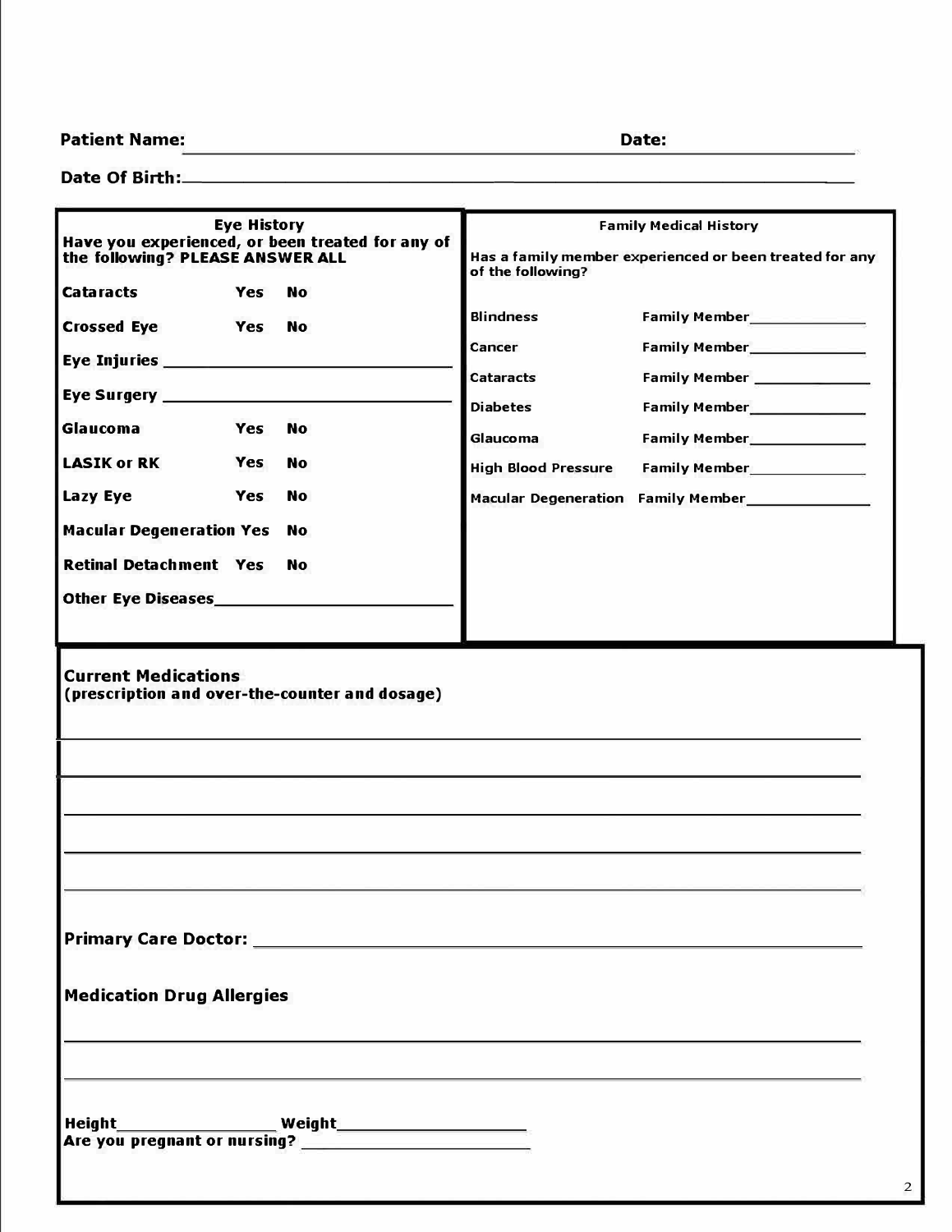**Patient Name:** ______________________________ **Date:** ____________________

**Date Of Birth:** ______________________________

## Eye History

**Have you experienced, or been treated for any of the following? PLEASE ANSWER ALL**

| | | |
|---|---|---|
| **Cataracts** | **Yes** | **No** |
| **Crossed Eye** | **Yes** | **No** |
| **Eye Injuries** ______________________ | | |
| **Eye Surgery** ______________________ | | |
| **Glaucoma** | **Yes** | **No** |
| **LASIK or RK** | **Yes** | **No** |
| **Lazy Eye** | **Yes** | **No** |
| **Macular Degeneration** | **Yes** | **No** |
| **Retinal Detachment** | **Yes** | **No** |
| **Other Eye Diseases** ______________________ | | |

## Family Medical History

**Has a family member experienced or been treated for any of the following?**

| | |
|---|---|
| **Blindness** | **Family Member** ______________ |
| **Cancer** | **Family Member** ______________ |
| **Cataracts** | **Family Member** ______________ |
| **Diabetes** | **Family Member** ______________ |
| **Glaucoma** | **Family Member** ______________ |
| **High Blood Pressure** | **Family Member** ______________ |
| **Macular Degeneration** | **Family Member** ______________ |

## Current Medications

**(prescription and over-the-counter and dosage)**

______________________________________________________________

______________________________________________________________

______________________________________________________________

______________________________________________________________

______________________________________________________________

**Primary Care Doctor:** ______________________________________

**Medication Drug Allergies**

______________________________________________________________

______________________________________________________________

**Height** ________________ **Weight** ____________________

**Are you pregnant or nursing?** ____________________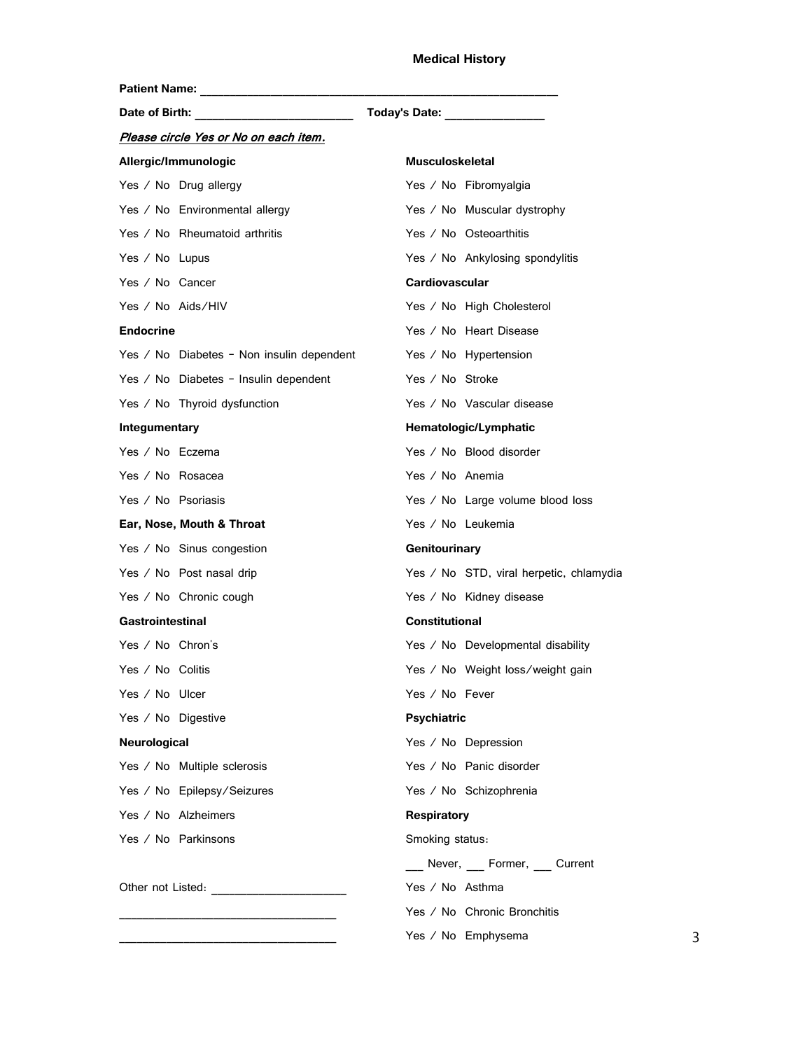# Medical History

**Patient Name:** ______________________________________________________

**Date of Birth:** ________________________ **Today's Date:** _______________

***Please circle Yes or No on each item.***

**Allergic/Immunologic**

Yes / No Drug allergy

Yes / No Environmental allergy

Yes / No Rheumatoid arthritis

Yes / No Lupus

Yes / No Cancer

Yes / No Aids/HIV

**Endocrine**

Yes / No Diabetes – Non insulin dependent

Yes / No Diabetes – Insulin dependent

Yes / No Thyroid dysfunction

**Integumentary**

Yes / No Eczema

Yes / No Rosacea

Yes / No Psoriasis

**Ear, Nose, Mouth & Throat**

Yes / No Sinus congestion

Yes / No Post nasal drip

Yes / No Chronic cough

**Gastrointestinal**

Yes / No Chron's

Yes / No Colitis

Yes / No Ulcer

Yes / No Digestive

**Neurological**

Yes / No Multiple sclerosis

Yes / No Epilepsy/Seizures

Yes / No Alzheimers

Yes / No Parkinsons

Other not Listed: ____________________

________________________________

________________________________

**Musculoskeletal**

Yes / No Fibromyalgia

Yes / No Muscular dystrophy

Yes / No Osteoarthitis

Yes / No Ankylosing spondylitis

**Cardiovascular**

Yes / No High Cholesterol

Yes / No Heart Disease

Yes / No Hypertension

Yes / No Stroke

Yes / No Vascular disease

**Hematologic/Lymphatic**

Yes / No Blood disorder

Yes / No Anemia

Yes / No Large volume blood loss

Yes / No Leukemia

**Genitourinary**

Yes / No STD, viral herpetic, chlamydia

Yes / No Kidney disease

**Constitutional**

Yes / No Developmental disability

Yes / No Weight loss/weight gain

Yes / No Fever

**Psychiatric**

Yes / No Depression

Yes / No Panic disorder

Yes / No Schizophrenia

**Respiratory**

Smoking status:

___ Never, ___ Former, ___ Current

Yes / No Asthma

Yes / No Chronic Bronchitis

Yes / No Emphysema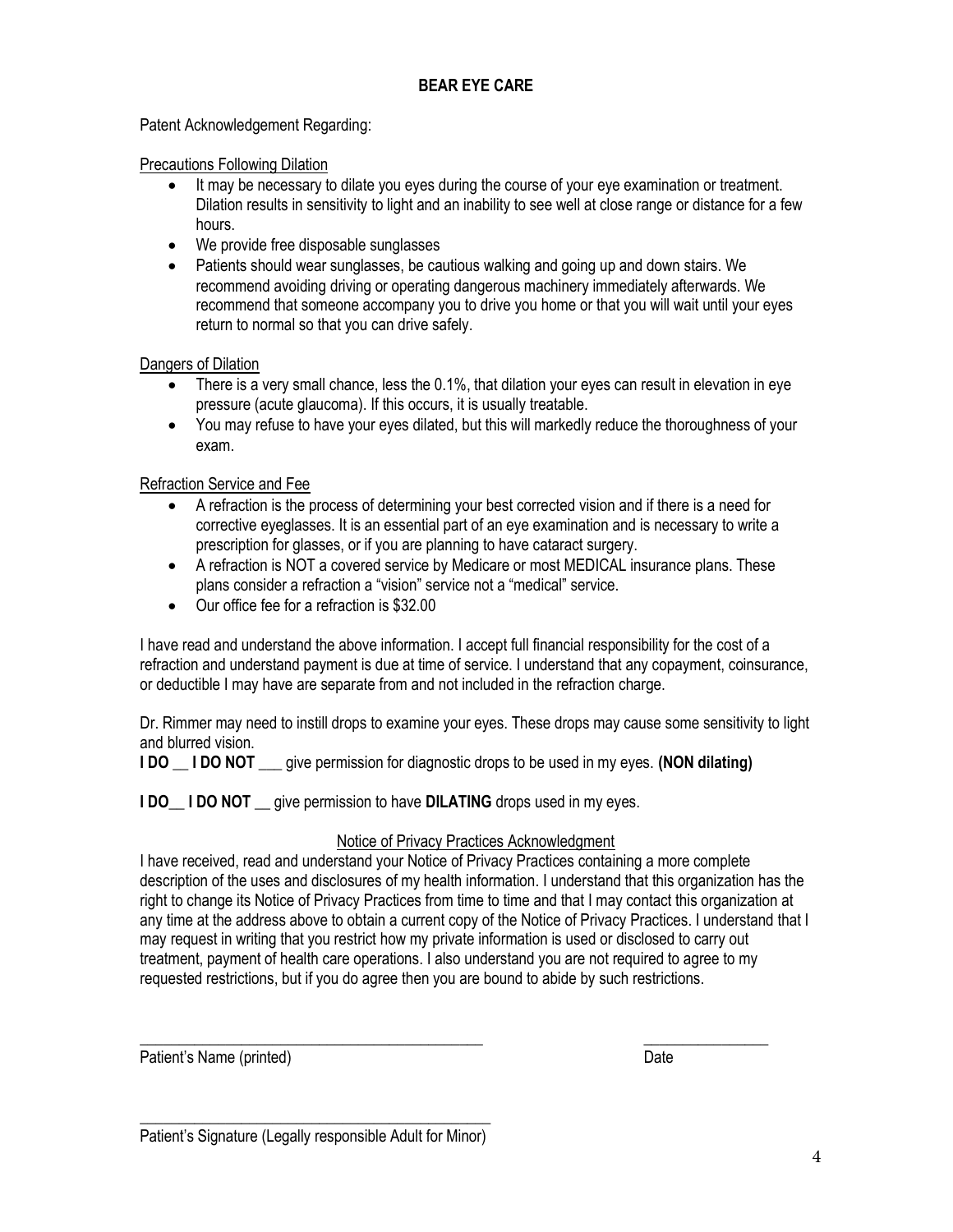# BEAR EYE CARE

Patent Acknowledgement Regarding:

Precautions Following Dilation

- It may be necessary to dilate you eyes during the course of your eye examination or treatment. Dilation results in sensitivity to light and an inability to see well at close range or distance for a few hours.
- We provide free disposable sunglasses
- Patients should wear sunglasses, be cautious walking and going up and down stairs. We recommend avoiding driving or operating dangerous machinery immediately afterwards. We recommend that someone accompany you to drive you home or that you will wait until your eyes return to normal so that you can drive safely.

Dangers of Dilation

- There is a very small chance, less the 0.1%, that dilation your eyes can result in elevation in eye pressure (acute glaucoma). If this occurs, it is usually treatable.
- You may refuse to have your eyes dilated, but this will markedly reduce the thoroughness of your exam.

Refraction Service and Fee

- A refraction is the process of determining your best corrected vision and if there is a need for corrective eyeglasses. It is an essential part of an eye examination and is necessary to write a prescription for glasses, or if you are planning to have cataract surgery.
- A refraction is NOT a covered service by Medicare or most MEDICAL insurance plans. These plans consider a refraction a "vision" service not a "medical" service.
- Our office fee for a refraction is $32.00

I have read and understand the above information. I accept full financial responsibility for the cost of a refraction and understand payment is due at time of service. I understand that any copayment, coinsurance, or deductible I may have are separate from and not included in the refraction charge.

Dr. Rimmer may need to instill drops to examine your eyes. These drops may cause some sensitivity to light and blurred vision.

**I DO** __ **I DO NOT** ___ give permission for diagnostic drops to be used in my eyes. **(NON dilating)**

**I DO**__ **I DO NOT** __ give permission to have **DILATING** drops used in my eyes.

Notice of Privacy Practices Acknowledgment

I have received, read and understand your Notice of Privacy Practices containing a more complete description of the uses and disclosures of my health information. I understand that this organization has the right to change its Notice of Privacy Practices from time to time and that I may contact this organization at any time at the address above to obtain a current copy of the Notice of Privacy Practices. I understand that I may request in writing that you restrict how my private information is used or disclosed to carry out treatment, payment of health care operations. I also understand you are not required to agree to my requested restrictions, but if you do agree then you are bound to abide by such restrictions.

_____________________________________________ ________________

Patient's Name (printed) Date

_____________________________________________

Patient's Signature (Legally responsible Adult for Minor)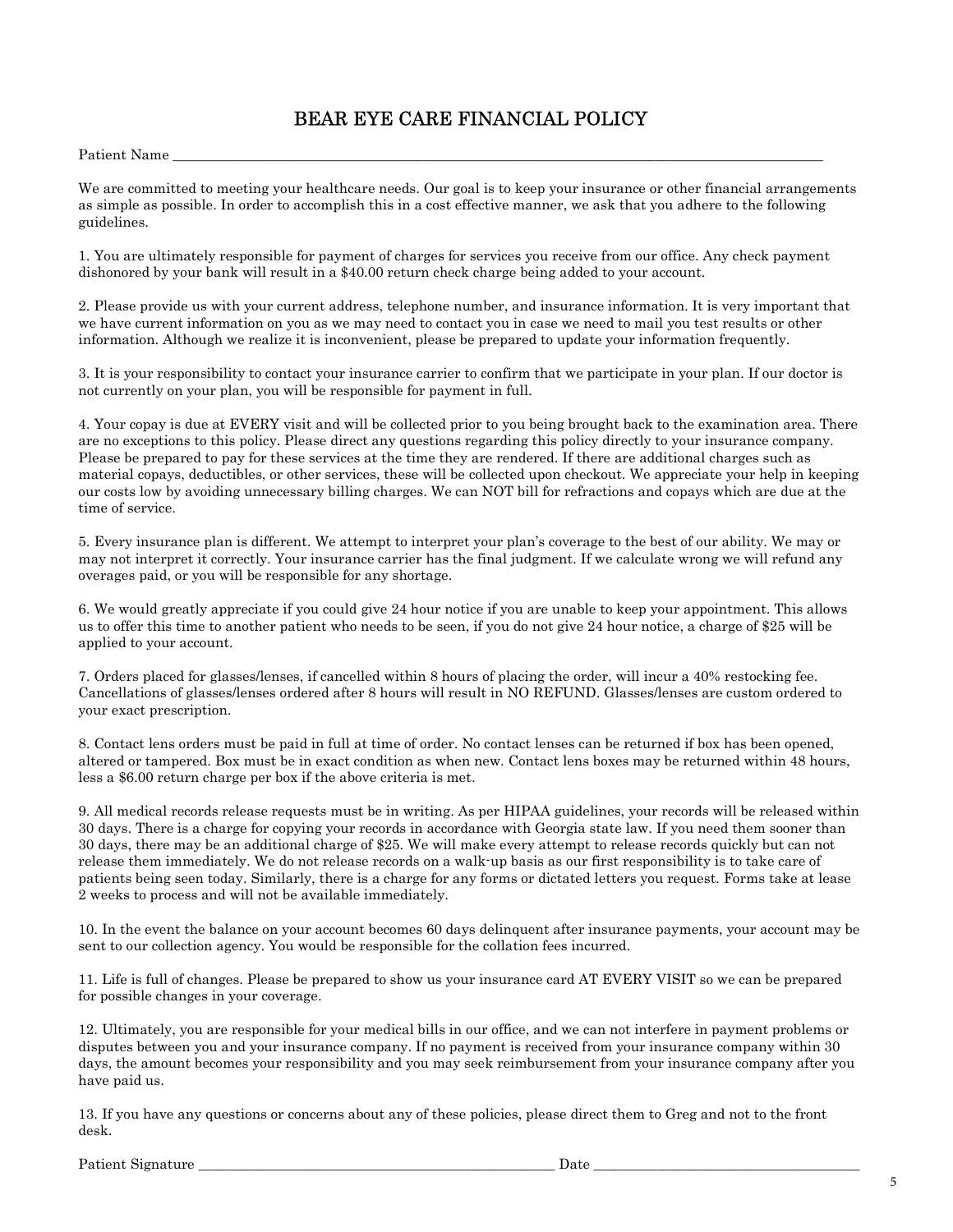# BEAR EYE CARE FINANCIAL POLICY

Patient Name ______________________________________________________________________________________

We are committed to meeting your healthcare needs. Our goal is to keep your insurance or other financial arrangements as simple as possible. In order to accomplish this in a cost effective manner, we ask that you adhere to the following guidelines.

1. You are ultimately responsible for payment of charges for services you receive from our office. Any check payment dishonored by your bank will result in a $40.00 return check charge being added to your account.

2. Please provide us with your current address, telephone number, and insurance information. It is very important that we have current information on you as we may need to contact you in case we need to mail you test results or other information. Although we realize it is inconvenient, please be prepared to update your information frequently.

3. It is your responsibility to contact your insurance carrier to confirm that we participate in your plan. If our doctor is not currently on your plan, you will be responsible for payment in full.

4. Your copay is due at EVERY visit and will be collected prior to you being brought back to the examination area. There are no exceptions to this policy. Please direct any questions regarding this policy directly to your insurance company. Please be prepared to pay for these services at the time they are rendered. If there are additional charges such as material copays, deductibles, or other services, these will be collected upon checkout. We appreciate your help in keeping our costs low by avoiding unnecessary billing charges. We can NOT bill for refractions and copays which are due at the time of service.

5. Every insurance plan is different. We attempt to interpret your plan's coverage to the best of our ability. We may or may not interpret it correctly. Your insurance carrier has the final judgment. If we calculate wrong we will refund any overages paid, or you will be responsible for any shortage.

6. We would greatly appreciate if you could give 24 hour notice if you are unable to keep your appointment. This allows us to offer this time to another patient who needs to be seen, if you do not give 24 hour notice, a charge of $25 will be applied to your account.

7. Orders placed for glasses/lenses, if cancelled within 8 hours of placing the order, will incur a 40% restocking fee. Cancellations of glasses/lenses ordered after 8 hours will result in NO REFUND. Glasses/lenses are custom ordered to your exact prescription.

8. Contact lens orders must be paid in full at time of order. No contact lenses can be returned if box has been opened, altered or tampered. Box must be in exact condition as when new. Contact lens boxes may be returned within 48 hours, less a $6.00 return charge per box if the above criteria is met.

9. All medical records release requests must be in writing. As per HIPAA guidelines, your records will be released within 30 days. There is a charge for copying your records in accordance with Georgia state law. If you need them sooner than 30 days, there may be an additional charge of $25. We will make every attempt to release records quickly but can not release them immediately. We do not release records on a walk-up basis as our first responsibility is to take care of patients being seen today. Similarly, there is a charge for any forms or dictated letters you request. Forms take at lease 2 weeks to process and will not be available immediately.

10. In the event the balance on your account becomes 60 days delinquent after insurance payments, your account may be sent to our collection agency. You would be responsible for the collation fees incurred.

11. Life is full of changes. Please be prepared to show us your insurance card AT EVERY VISIT so we can be prepared for possible changes in your coverage.

12. Ultimately, you are responsible for your medical bills in our office, and we can not interfere in payment problems or disputes between you and your insurance company. If no payment is received from your insurance company within 30 days, the amount becomes your responsibility and you may seek reimbursement from your insurance company after you have paid us.

13. If you have any questions or concerns about any of these policies, please direct them to Greg and not to the front desk.

Patient Signature ____________________________________________________ Date _______________________________________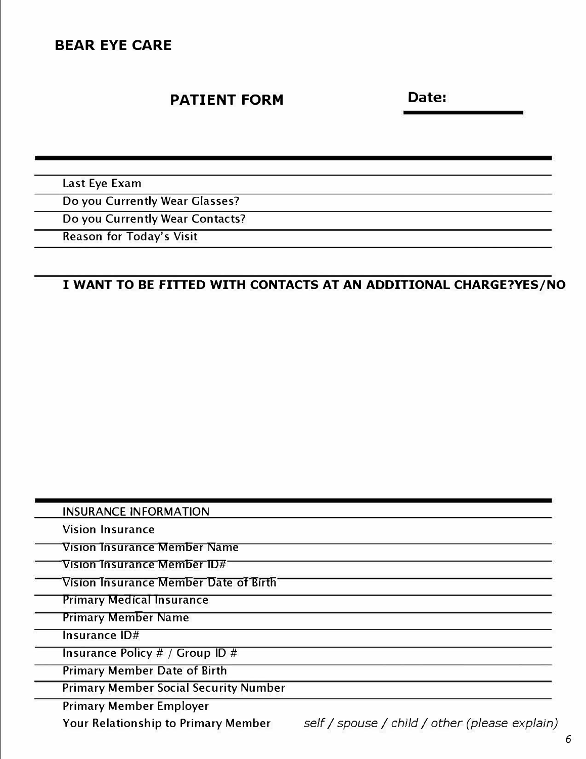**BEAR EYE CARE**

## PATIENT FORM

**Date:** \_\_\_\_\_\_\_\_\_\_

| | |
|---|---|
| Last Eye Exam | |
| Do you Currently Wear Glasses? | |
| Do you Currently Wear Contacts? | |
| Reason for Today's Visit | |

**I WANT TO BE FITTED WITH CONTACTS AT AN ADDITIONAL CHARGE?YES/NO**

| INSURANCE INFORMATION | |
|---|---|
| Vision Insurance | |
| Vision Insurance Member Name | |
| Vision Insurance Member ID# | |
| Vision Insurance Member Date of Birth | |
| Primary Medical Insurance | |
| Primary Member Name | |
| Insurance ID# | |
| Insurance Policy # / Group ID # | |
| Primary Member Date of Birth | |
| Primary Member Social Security Number | |
| Primary Member Employer | |
| Your Relationship to Primary Member | *self / spouse / child / other (please explain)* |